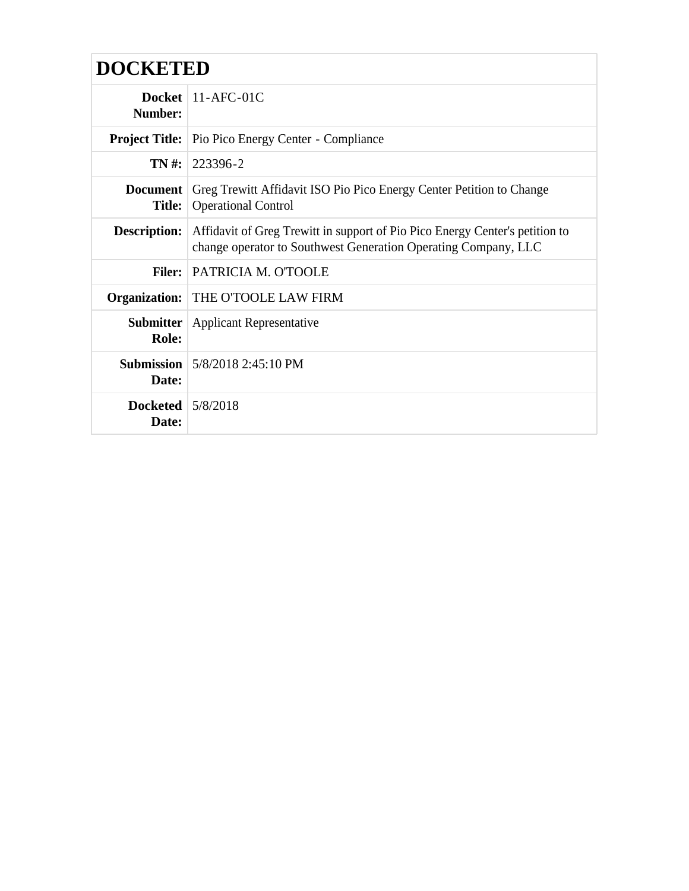# DOCKETED

| | |
|---|---|
| **Docket Number:** | 11-AFC-01C |
| **Project Title:** | Pio Pico Energy Center - Compliance |
| **TN #:** | 223396-2 |
| **Document Title:** | Greg Trewitt Affidavit ISO Pio Pico Energy Center Petition to Change Operational Control |
| **Description:** | Affidavit of Greg Trewitt in support of Pio Pico Energy Center's petition to change operator to Southwest Generation Operating Company, LLC |
| **Filer:** | PATRICIA M. O'TOOLE |
| **Organization:** | THE O'TOOLE LAW FIRM |
| **Submitter Role:** | Applicant Representative |
| **Submission Date:** | 5/8/2018 2:45:10 PM |
| **Docketed Date:** | 5/8/2018 |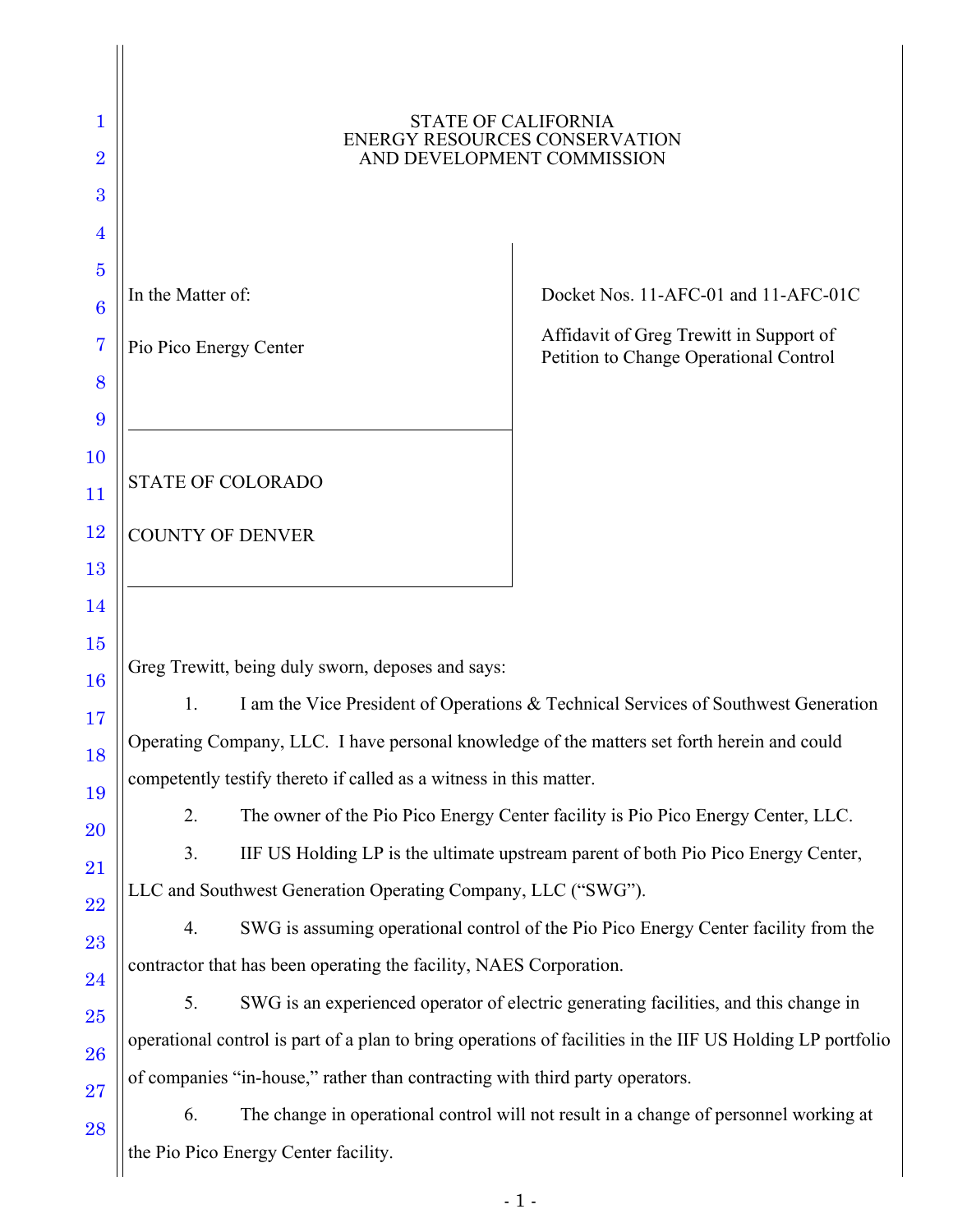STATE OF CALIFORNIA
ENERGY RESOURCES CONSERVATION
AND DEVELOPMENT COMMISSION

| | |
|---|---|
| In the Matter of:<br><br>Pio Pico Energy Center | Docket Nos. 11-AFC-01 and 11-AFC-01C<br><br>Affidavit of Greg Trewitt in Support of Petition to Change Operational Control |

STATE OF COLORADO

COUNTY OF DENVER

Greg Trewitt, being duly sworn, deposes and says:

1. I am the Vice President of Operations & Technical Services of Southwest Generation Operating Company, LLC. I have personal knowledge of the matters set forth herein and could competently testify thereto if called as a witness in this matter.

2. The owner of the Pio Pico Energy Center facility is Pio Pico Energy Center, LLC.

3. IIF US Holding LP is the ultimate upstream parent of both Pio Pico Energy Center, LLC and Southwest Generation Operating Company, LLC ("SWG").

4. SWG is assuming operational control of the Pio Pico Energy Center facility from the contractor that has been operating the facility, NAES Corporation.

5. SWG is an experienced operator of electric generating facilities, and this change in operational control is part of a plan to bring operations of facilities in the IIF US Holding LP portfolio of companies "in-house," rather than contracting with third party operators.

6. The change in operational control will not result in a change of personnel working at the Pio Pico Energy Center facility.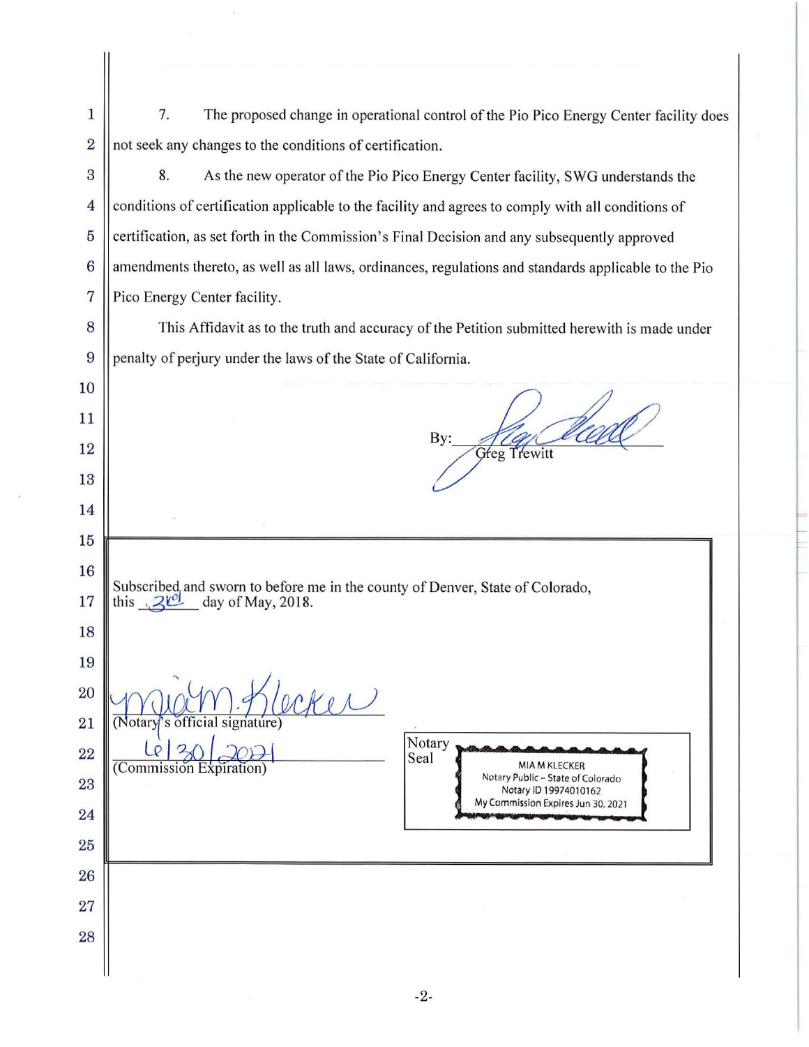7. The proposed change in operational control of the Pio Pico Energy Center facility does not seek any changes to the conditions of certification.

8. As the new operator of the Pio Pico Energy Center facility, SWG understands the conditions of certification applicable to the facility and agrees to comply with all conditions of certification, as set forth in the Commission's Final Decision and any subsequently approved amendments thereto, as well as all laws, ordinances, regulations and standards applicable to the Pio Pico Energy Center facility.

This Affidavit as to the truth and accuracy of the Petition submitted herewith is made under penalty of perjury under the laws of the State of California.

By: ______________________
Greg Trewitt

Subscribed and sworn to before me in the county of Denver, State of Colorado, this 3rd day of May, 2018.

______________________
(Notary's official signature)

6/30/2021
(Commission Expiration)

Notary Seal

MIA M KLECKER
Notary Public – State of Colorado
Notary ID 19974010162
My Commission Expires Jun 30, 2021